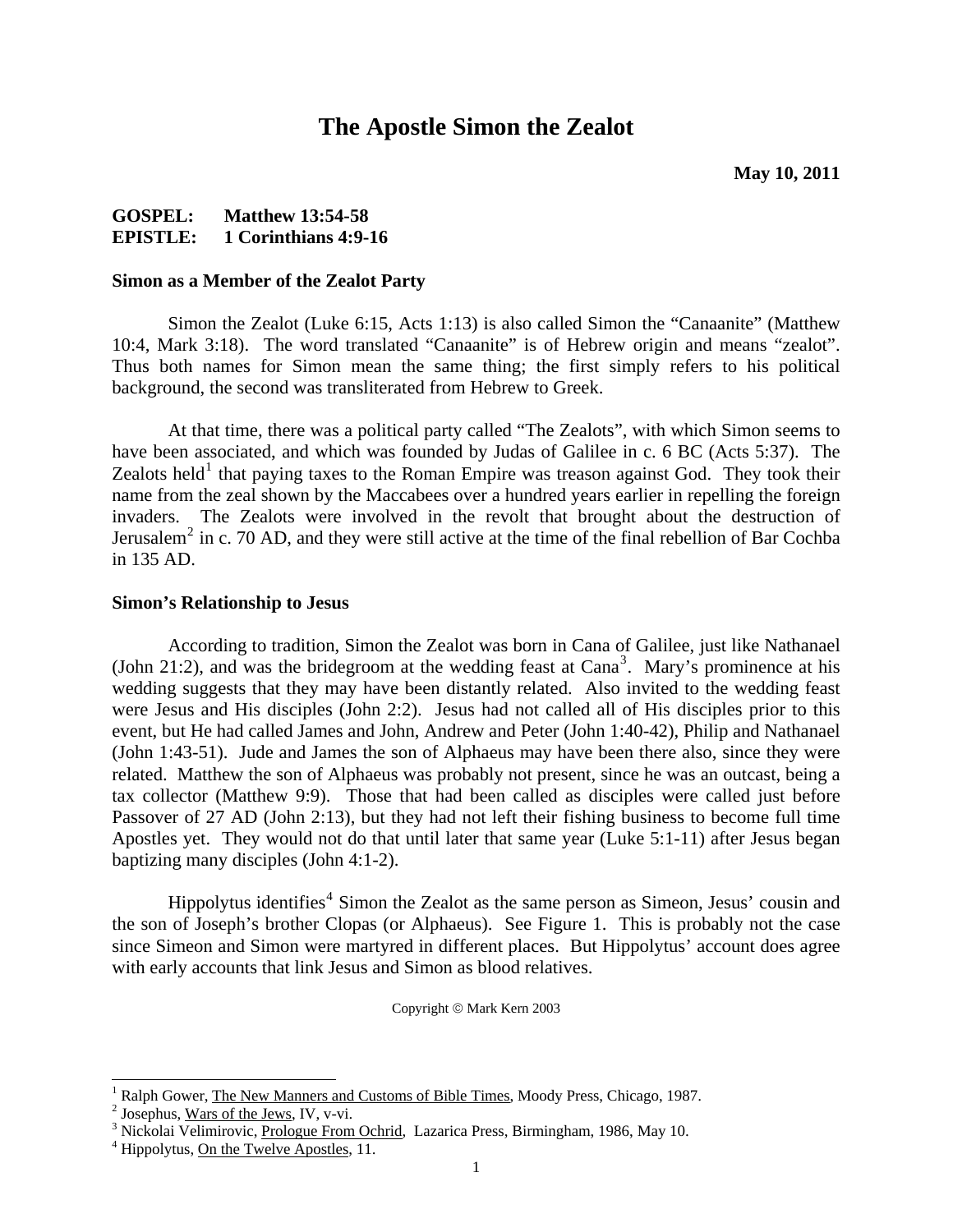# The Apostle Simon the Zealot

**May 10, 2011**

**GOSPEL: Matthew 13:54-58**
**EPISTLE: 1 Corinthians 4:9-16**

### Simon as a Member of the Zealot Party

Simon the Zealot (Luke 6:15, Acts 1:13) is also called Simon the "Canaanite" (Matthew 10:4, Mark 3:18). The word translated "Canaanite" is of Hebrew origin and means "zealot". Thus both names for Simon mean the same thing; the first simply refers to his political background, the second was transliterated from Hebrew to Greek.

At that time, there was a political party called "The Zealots", with which Simon seems to have been associated, and which was founded by Judas of Galilee in c. 6 BC (Acts 5:37). The Zealots held[1] that paying taxes to the Roman Empire was treason against God. They took their name from the zeal shown by the Maccabees over a hundred years earlier in repelling the foreign invaders. The Zealots were involved in the revolt that brought about the destruction of Jerusalem[2] in c. 70 AD, and they were still active at the time of the final rebellion of Bar Cochba in 135 AD.

### Simon's Relationship to Jesus

According to tradition, Simon the Zealot was born in Cana of Galilee, just like Nathanael (John 21:2), and was the bridegroom at the wedding feast at Cana[3]. Mary's prominence at his wedding suggests that they may have been distantly related. Also invited to the wedding feast were Jesus and His disciples (John 2:2). Jesus had not called all of His disciples prior to this event, but He had called James and John, Andrew and Peter (John 1:40-42), Philip and Nathanael (John 1:43-51). Jude and James the son of Alphaeus may have been there also, since they were related. Matthew the son of Alphaeus was probably not present, since he was an outcast, being a tax collector (Matthew 9:9). Those that had been called as disciples were called just before Passover of 27 AD (John 2:13), but they had not left their fishing business to become full time Apostles yet. They would not do that until later that same year (Luke 5:1-11) after Jesus began baptizing many disciples (John 4:1-2).

Hippolytus identifies[4] Simon the Zealot as the same person as Simeon, Jesus' cousin and the son of Joseph's brother Clopas (or Alphaeus). See Figure 1. This is probably not the case since Simeon and Simon were martyred in different places. But Hippolytus' account does agree with early accounts that link Jesus and Simon as blood relatives.

Copyright © Mark Kern 2003

---

[1] Ralph Gower, The New Manners and Customs of Bible Times, Moody Press, Chicago, 1987.
[2] Josephus, Wars of the Jews, IV, v-vi.
[3] Nickolai Velimirovic, Prologue From Ochrid, Lazarica Press, Birmingham, 1986, May 10.
[4] Hippolytus, On the Twelve Apostles, 11.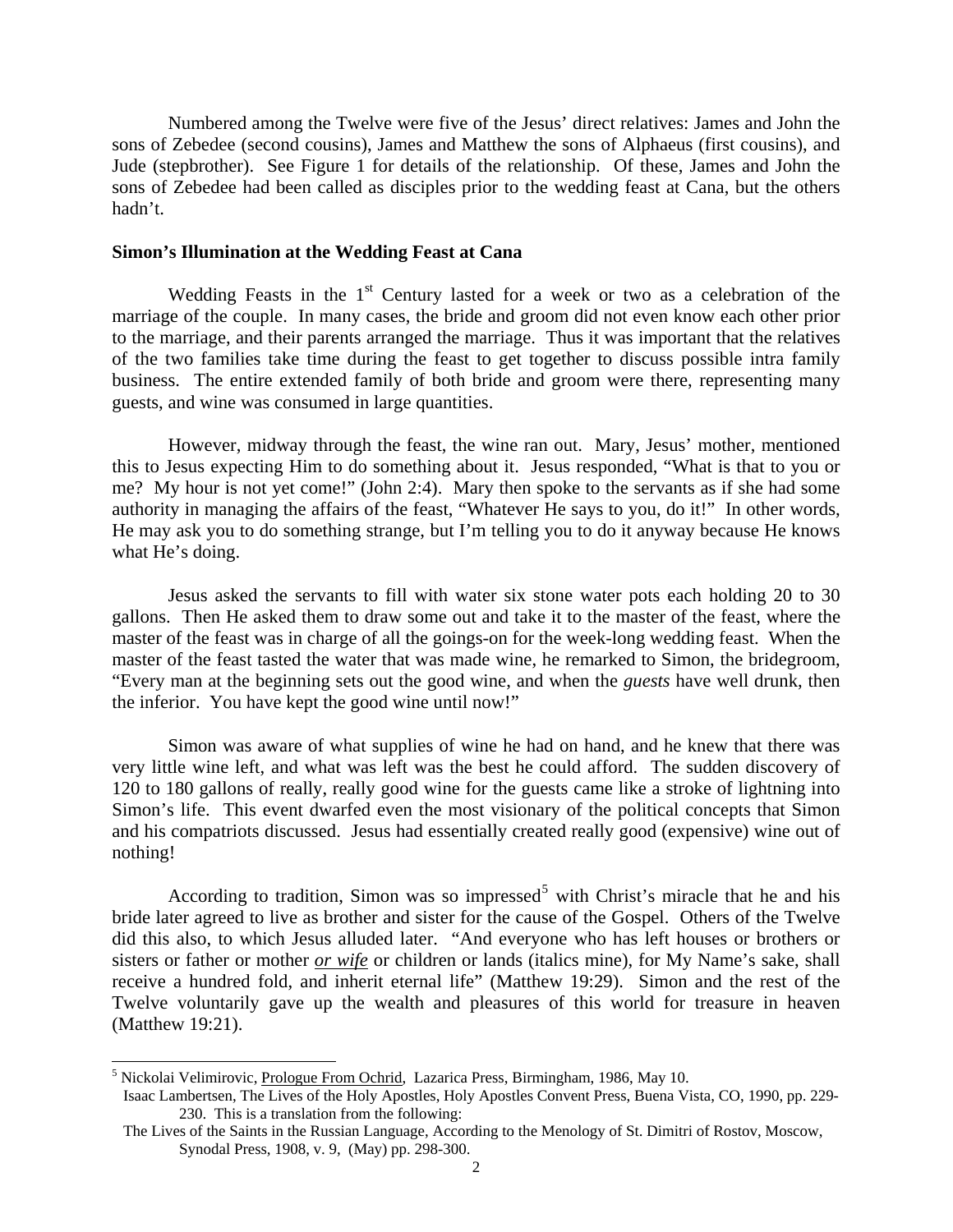Numbered among the Twelve were five of the Jesus' direct relatives: James and John the sons of Zebedee (second cousins), James and Matthew the sons of Alphaeus (first cousins), and Jude (stepbrother). See Figure 1 for details of the relationship. Of these, James and John the sons of Zebedee had been called as disciples prior to the wedding feast at Cana, but the others hadn't.

**Simon's Illumination at the Wedding Feast at Cana**

Wedding Feasts in the 1st Century lasted for a week or two as a celebration of the marriage of the couple. In many cases, the bride and groom did not even know each other prior to the marriage, and their parents arranged the marriage. Thus it was important that the relatives of the two families take time during the feast to get together to discuss possible intra family business. The entire extended family of both bride and groom were there, representing many guests, and wine was consumed in large quantities.

However, midway through the feast, the wine ran out. Mary, Jesus' mother, mentioned this to Jesus expecting Him to do something about it. Jesus responded, "What is that to you or me? My hour is not yet come!" (John 2:4). Mary then spoke to the servants as if she had some authority in managing the affairs of the feast, "Whatever He says to you, do it!" In other words, He may ask you to do something strange, but I'm telling you to do it anyway because He knows what He's doing.

Jesus asked the servants to fill with water six stone water pots each holding 20 to 30 gallons. Then He asked them to draw some out and take it to the master of the feast, where the master of the feast was in charge of all the goings-on for the week-long wedding feast. When the master of the feast tasted the water that was made wine, he remarked to Simon, the bridegroom, "Every man at the beginning sets out the good wine, and when the *guests* have well drunk, then the inferior. You have kept the good wine until now!"

Simon was aware of what supplies of wine he had on hand, and he knew that there was very little wine left, and what was left was the best he could afford. The sudden discovery of 120 to 180 gallons of really, really good wine for the guests came like a stroke of lightning into Simon's life. This event dwarfed even the most visionary of the political concepts that Simon and his compatriots discussed. Jesus had essentially created really good (expensive) wine out of nothing!

According to tradition, Simon was so impressed[5] with Christ's miracle that he and his bride later agreed to live as brother and sister for the cause of the Gospel. Others of the Twelve did this also, to which Jesus alluded later. "And everyone who has left houses or brothers or sisters or father or mother ***or wife*** or children or lands (italics mine), for My Name's sake, shall receive a hundred fold, and inherit eternal life" (Matthew 19:29). Simon and the rest of the Twelve voluntarily gave up the wealth and pleasures of this world for treasure in heaven (Matthew 19:21).

---

[5] Nickolai Velimirovic, Prologue From Ochrid, Lazarica Press, Birmingham, 1986, May 10.
Isaac Lambertsen, The Lives of the Holy Apostles, Holy Apostles Convent Press, Buena Vista, CO, 1990, pp. 229-230. This is a translation from the following:
The Lives of the Saints in the Russian Language, According to the Menology of St. Dimitri of Rostov, Moscow, Synodal Press, 1908, v. 9, (May) pp. 298-300.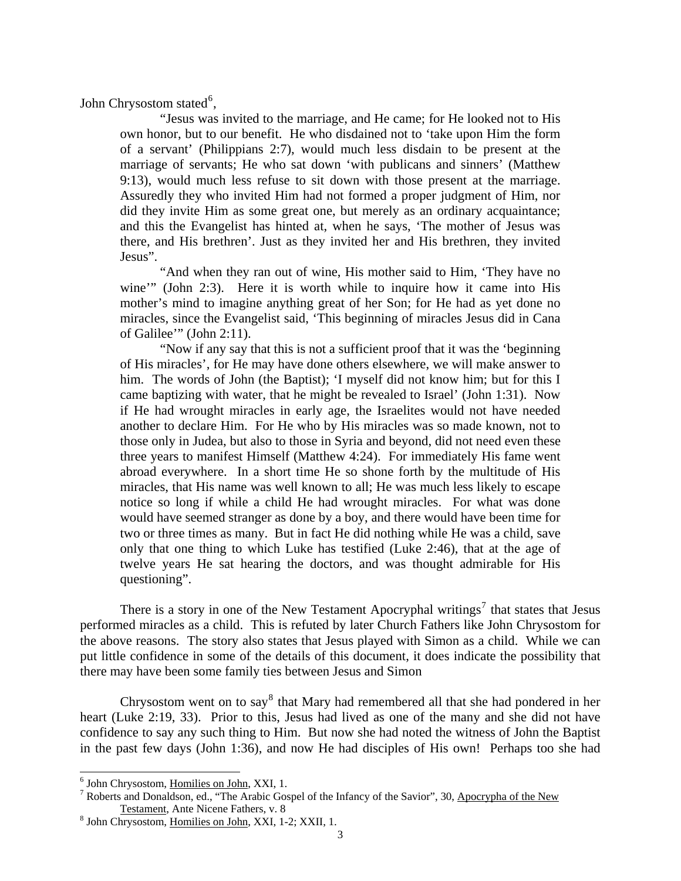John Chrysostom stated[6],

> "Jesus was invited to the marriage, and He came; for He looked not to His own honor, but to our benefit. He who disdained not to 'take upon Him the form of a servant' (Philippians 2:7), would much less disdain to be present at the marriage of servants; He who sat down 'with publicans and sinners' (Matthew 9:13), would much less refuse to sit down with those present at the marriage. Assuredly they who invited Him had not formed a proper judgment of Him, nor did they invite Him as some great one, but merely as an ordinary acquaintance; and this the Evangelist has hinted at, when he says, 'The mother of Jesus was there, and His brethren'. Just as they invited her and His brethren, they invited Jesus".
>
> "And when they ran out of wine, His mother said to Him, 'They have no wine'" (John 2:3). Here it is worth while to inquire how it came into His mother's mind to imagine anything great of her Son; for He had as yet done no miracles, since the Evangelist said, 'This beginning of miracles Jesus did in Cana of Galilee'" (John 2:11).
>
> "Now if any say that this is not a sufficient proof that it was the 'beginning of His miracles', for He may have done others elsewhere, we will make answer to him. The words of John (the Baptist); 'I myself did not know him; but for this I came baptizing with water, that he might be revealed to Israel' (John 1:31). Now if He had wrought miracles in early age, the Israelites would not have needed another to declare Him. For He who by His miracles was so made known, not to those only in Judea, but also to those in Syria and beyond, did not need even these three years to manifest Himself (Matthew 4:24). For immediately His fame went abroad everywhere. In a short time He so shone forth by the multitude of His miracles, that His name was well known to all; He was much less likely to escape notice so long if while a child He had wrought miracles. For what was done would have seemed stranger as done by a boy, and there would have been time for two or three times as many. But in fact He did nothing while He was a child, save only that one thing to which Luke has testified (Luke 2:46), that at the age of twelve years He sat hearing the doctors, and was thought admirable for His questioning".

There is a story in one of the New Testament Apocryphal writings[7] that states that Jesus performed miracles as a child. This is refuted by later Church Fathers like John Chrysostom for the above reasons. The story also states that Jesus played with Simon as a child. While we can put little confidence in some of the details of this document, it does indicate the possibility that there may have been some family ties between Jesus and Simon

Chrysostom went on to say[8] that Mary had remembered all that she had pondered in her heart (Luke 2:19, 33). Prior to this, Jesus had lived as one of the many and she did not have confidence to say any such thing to Him. But now she had noted the witness of John the Baptist in the past few days (John 1:36), and now He had disciples of His own! Perhaps too she had

---

[6] John Chrysostom, Homilies on John, XXI, 1.

[7] Roberts and Donaldson, ed., "The Arabic Gospel of the Infancy of the Savior", 30, Apocrypha of the New Testament, Ante Nicene Fathers, v. 8

[8] John Chrysostom, Homilies on John, XXI, 1-2; XXII, 1.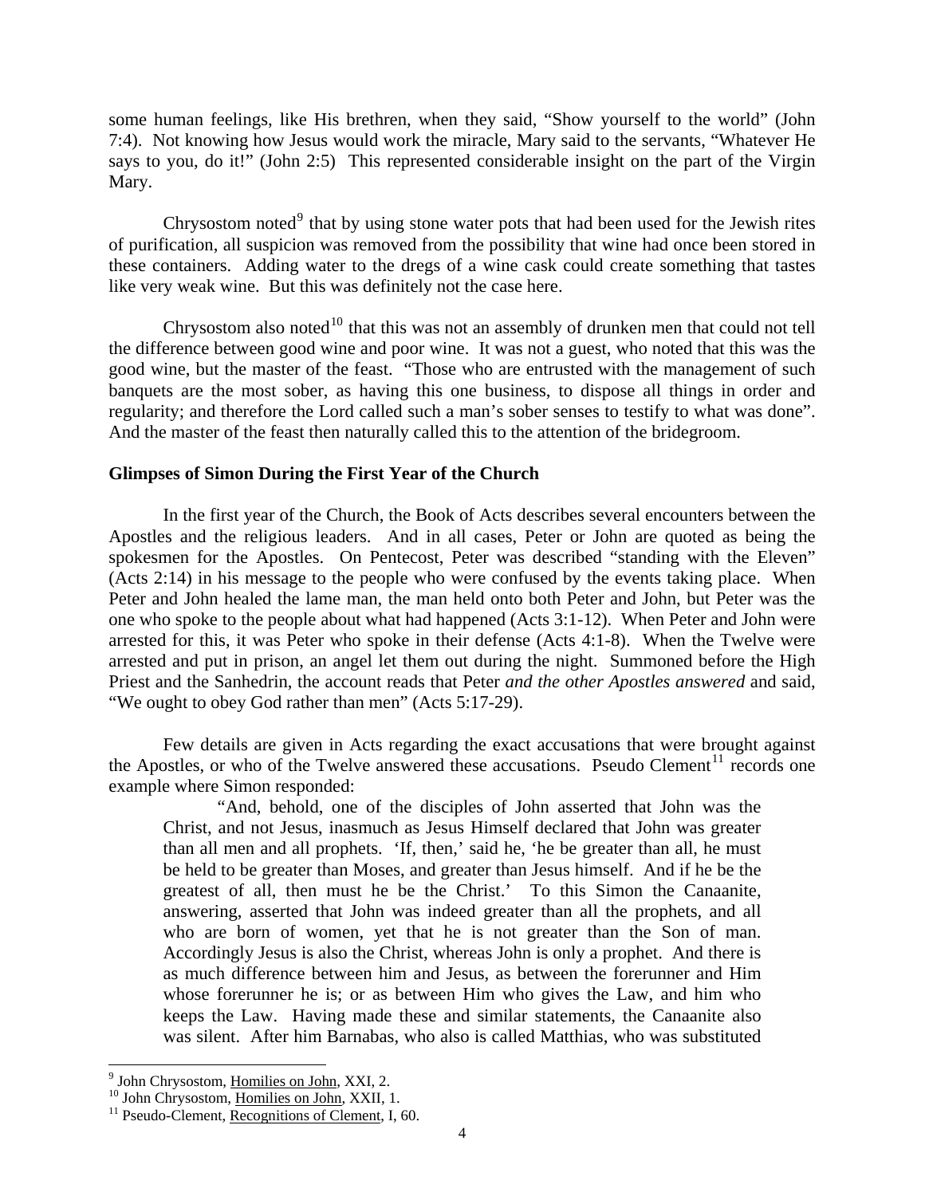some human feelings, like His brethren, when they said, "Show yourself to the world" (John 7:4). Not knowing how Jesus would work the miracle, Mary said to the servants, "Whatever He says to you, do it!" (John 2:5) This represented considerable insight on the part of the Virgin Mary.

Chrysostom noted[9] that by using stone water pots that had been used for the Jewish rites of purification, all suspicion was removed from the possibility that wine had once been stored in these containers. Adding water to the dregs of a wine cask could create something that tastes like very weak wine. But this was definitely not the case here.

Chrysostom also noted[10] that this was not an assembly of drunken men that could not tell the difference between good wine and poor wine. It was not a guest, who noted that this was the good wine, but the master of the feast. "Those who are entrusted with the management of such banquets are the most sober, as having this one business, to dispose all things in order and regularity; and therefore the Lord called such a man's sober senses to testify to what was done". And the master of the feast then naturally called this to the attention of the bridegroom.

**Glimpses of Simon During the First Year of the Church**

In the first year of the Church, the Book of Acts describes several encounters between the Apostles and the religious leaders. And in all cases, Peter or John are quoted as being the spokesmen for the Apostles. On Pentecost, Peter was described "standing with the Eleven" (Acts 2:14) in his message to the people who were confused by the events taking place. When Peter and John healed the lame man, the man held onto both Peter and John, but Peter was the one who spoke to the people about what had happened (Acts 3:1-12). When Peter and John were arrested for this, it was Peter who spoke in their defense (Acts 4:1-8). When the Twelve were arrested and put in prison, an angel let them out during the night. Summoned before the High Priest and the Sanhedrin, the account reads that Peter *and the other Apostles answered* and said, "We ought to obey God rather than men" (Acts 5:17-29).

Few details are given in Acts regarding the exact accusations that were brought against the Apostles, or who of the Twelve answered these accusations. Pseudo Clement[11] records one example where Simon responded:

> "And, behold, one of the disciples of John asserted that John was the Christ, and not Jesus, inasmuch as Jesus Himself declared that John was greater than all men and all prophets. 'If, then,' said he, 'he be greater than all, he must be held to be greater than Moses, and greater than Jesus himself. And if he be the greatest of all, then must he be the Christ.' To this Simon the Canaanite, answering, asserted that John was indeed greater than all the prophets, and all who are born of women, yet that he is not greater than the Son of man. Accordingly Jesus is also the Christ, whereas John is only a prophet. And there is as much difference between him and Jesus, as between the forerunner and Him whose forerunner he is; or as between Him who gives the Law, and him who keeps the Law. Having made these and similar statements, the Canaanite also was silent. After him Barnabas, who also is called Matthias, who was substituted

---

[9] John Chrysostom, Homilies on John, XXI, 2.

[10] John Chrysostom, Homilies on John, XXII, 1.

[11] Pseudo-Clement, Recognitions of Clement, I, 60.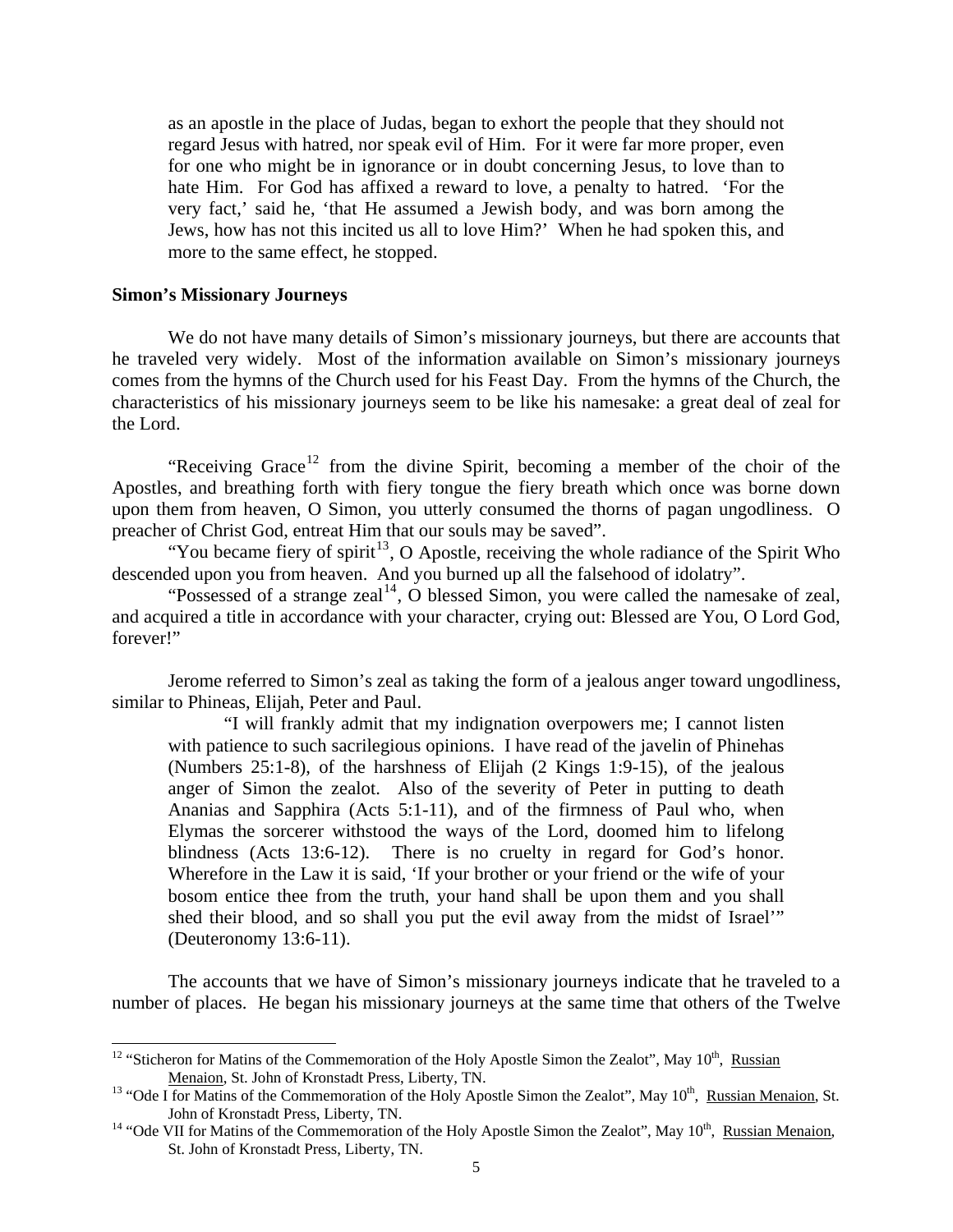> as an apostle in the place of Judas, began to exhort the people that they should not regard Jesus with hatred, nor speak evil of Him. For it were far more proper, even for one who might be in ignorance or in doubt concerning Jesus, to love than to hate Him. For God has affixed a reward to love, a penalty to hatred. 'For the very fact,' said he, 'that He assumed a Jewish body, and was born among the Jews, how has not this incited us all to love Him?' When he had spoken this, and more to the same effect, he stopped.

**Simon's Missionary Journeys**

We do not have many details of Simon's missionary journeys, but there are accounts that he traveled very widely. Most of the information available on Simon's missionary journeys comes from the hymns of the Church used for his Feast Day. From the hymns of the Church, the characteristics of his missionary journeys seem to be like his namesake: a great deal of zeal for the Lord.

"Receiving Grace[12] from the divine Spirit, becoming a member of the choir of the Apostles, and breathing forth with fiery tongue the fiery breath which once was borne down upon them from heaven, O Simon, you utterly consumed the thorns of pagan ungodliness. O preacher of Christ God, entreat Him that our souls may be saved".

"You became fiery of spirit[13], O Apostle, receiving the whole radiance of the Spirit Who descended upon you from heaven. And you burned up all the falsehood of idolatry".

"Possessed of a strange zeal[14], O blessed Simon, you were called the namesake of zeal, and acquired a title in accordance with your character, crying out: Blessed are You, O Lord God, forever!"

Jerome referred to Simon's zeal as taking the form of a jealous anger toward ungodliness, similar to Phineas, Elijah, Peter and Paul.

> "I will frankly admit that my indignation overpowers me; I cannot listen with patience to such sacrilegious opinions. I have read of the javelin of Phinehas (Numbers 25:1-8), of the harshness of Elijah (2 Kings 1:9-15), of the jealous anger of Simon the zealot. Also of the severity of Peter in putting to death Ananias and Sapphira (Acts 5:1-11), and of the firmness of Paul who, when Elymas the sorcerer withstood the ways of the Lord, doomed him to lifelong blindness (Acts 13:6-12). There is no cruelty in regard for God's honor. Wherefore in the Law it is said, 'If your brother or your friend or the wife of your bosom entice thee from the truth, your hand shall be upon them and you shall shed their blood, and so shall you put the evil away from the midst of Israel'" (Deuteronomy 13:6-11).

The accounts that we have of Simon's missionary journeys indicate that he traveled to a number of places. He began his missionary journeys at the same time that others of the Twelve

---

[12] "Sticheron for Matins of the Commemoration of the Holy Apostle Simon the Zealot", May 10th, Russian Menaion, St. John of Kronstadt Press, Liberty, TN.

[13] "Ode I for Matins of the Commemoration of the Holy Apostle Simon the Zealot", May 10th, Russian Menaion, St. John of Kronstadt Press, Liberty, TN.

[14] "Ode VII for Matins of the Commemoration of the Holy Apostle Simon the Zealot", May 10th, Russian Menaion, St. John of Kronstadt Press, Liberty, TN.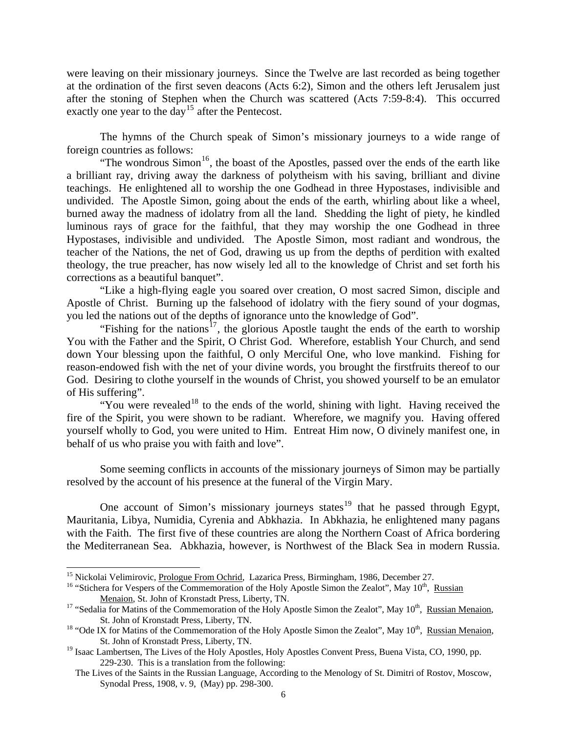were leaving on their missionary journeys. Since the Twelve are last recorded as being together at the ordination of the first seven deacons (Acts 6:2), Simon and the others left Jerusalem just after the stoning of Stephen when the Church was scattered (Acts 7:59-8:4). This occurred exactly one year to the day[15] after the Pentecost.

The hymns of the Church speak of Simon's missionary journeys to a wide range of foreign countries as follows:

"The wondrous Simon[16], the boast of the Apostles, passed over the ends of the earth like a brilliant ray, driving away the darkness of polytheism with his saving, brilliant and divine teachings. He enlightened all to worship the one Godhead in three Hypostases, indivisible and undivided. The Apostle Simon, going about the ends of the earth, whirling about like a wheel, burned away the madness of idolatry from all the land. Shedding the light of piety, he kindled luminous rays of grace for the faithful, that they may worship the one Godhead in three Hypostases, indivisible and undivided. The Apostle Simon, most radiant and wondrous, the teacher of the Nations, the net of God, drawing us up from the depths of perdition with exalted theology, the true preacher, has now wisely led all to the knowledge of Christ and set forth his corrections as a beautiful banquet".

"Like a high-flying eagle you soared over creation, O most sacred Simon, disciple and Apostle of Christ. Burning up the falsehood of idolatry with the fiery sound of your dogmas, you led the nations out of the depths of ignorance unto the knowledge of God".

"Fishing for the nations[17], the glorious Apostle taught the ends of the earth to worship You with the Father and the Spirit, O Christ God. Wherefore, establish Your Church, and send down Your blessing upon the faithful, O only Merciful One, who love mankind. Fishing for reason-endowed fish with the net of your divine words, you brought the firstfruits thereof to our God. Desiring to clothe yourself in the wounds of Christ, you showed yourself to be an emulator of His suffering".

"You were revealed[18] to the ends of the world, shining with light. Having received the fire of the Spirit, you were shown to be radiant. Wherefore, we magnify you. Having offered yourself wholly to God, you were united to Him. Entreat Him now, O divinely manifest one, in behalf of us who praise you with faith and love".

Some seeming conflicts in accounts of the missionary journeys of Simon may be partially resolved by the account of his presence at the funeral of the Virgin Mary.

One account of Simon's missionary journeys states[19] that he passed through Egypt, Mauritania, Libya, Numidia, Cyrenia and Abkhazia. In Abkhazia, he enlightened many pagans with the Faith. The first five of these countries are along the Northern Coast of Africa bordering the Mediterranean Sea. Abkhazia, however, is Northwest of the Black Sea in modern Russia.

---

[15] Nickolai Velimirovic, Prologue From Ochrid, Lazarica Press, Birmingham, 1986, December 27.

[16] "Stichera for Vespers of the Commemoration of the Holy Apostle Simon the Zealot", May 10th, Russian Menaion, St. John of Kronstadt Press, Liberty, TN.

[17] "Sedalia for Matins of the Commemoration of the Holy Apostle Simon the Zealot", May 10th, Russian Menaion, St. John of Kronstadt Press, Liberty, TN.

[18] "Ode IX for Matins of the Commemoration of the Holy Apostle Simon the Zealot", May 10th, Russian Menaion, St. John of Kronstadt Press, Liberty, TN.

[19] Isaac Lambertsen, The Lives of the Holy Apostles, Holy Apostles Convent Press, Buena Vista, CO, 1990, pp. 229-230. This is a translation from the following:
The Lives of the Saints in the Russian Language, According to the Menology of St. Dimitri of Rostov, Moscow, Synodal Press, 1908, v. 9, (May) pp. 298-300.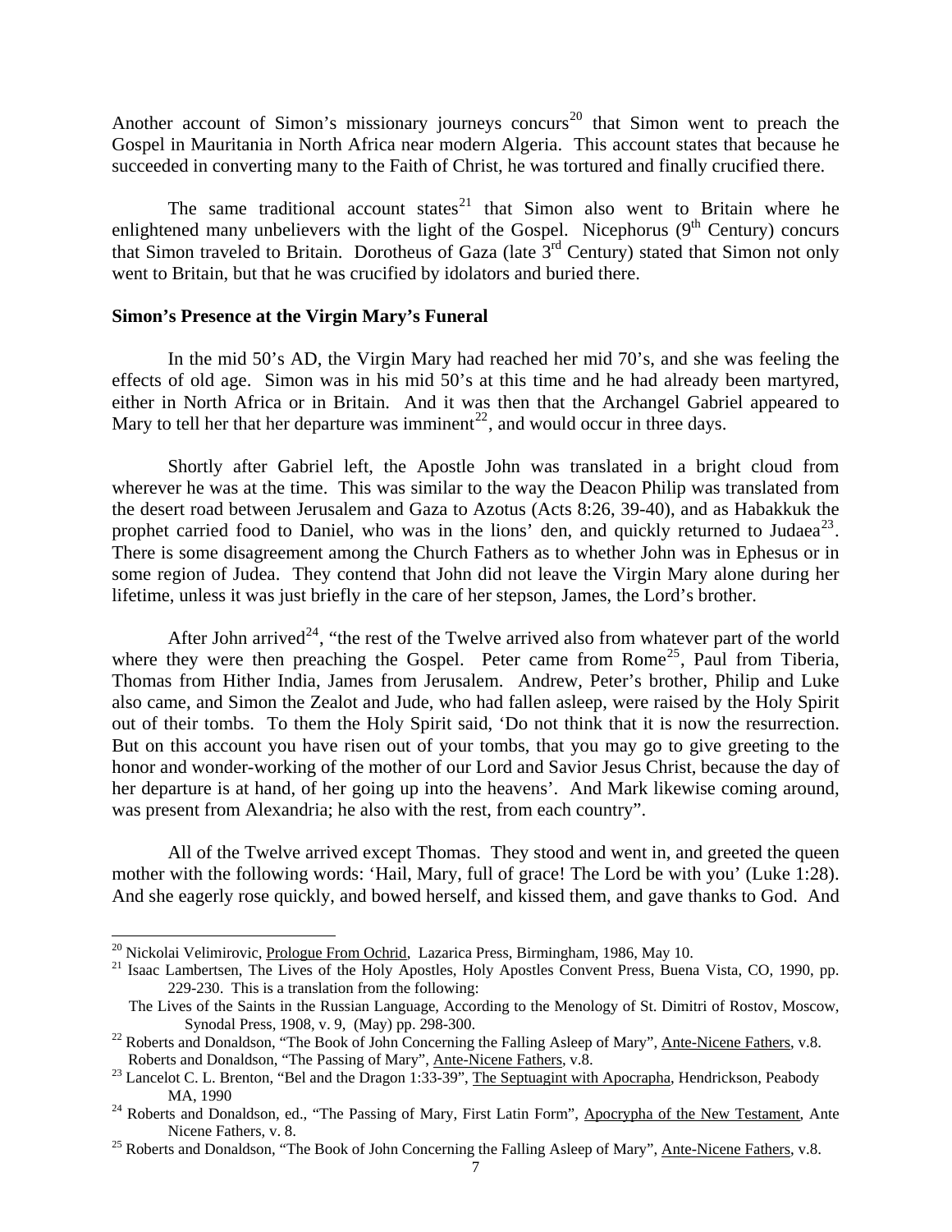Another account of Simon's missionary journeys concurs[20] that Simon went to preach the Gospel in Mauritania in North Africa near modern Algeria. This account states that because he succeeded in converting many to the Faith of Christ, he was tortured and finally crucified there.

The same traditional account states[21] that Simon also went to Britain where he enlightened many unbelievers with the light of the Gospel. Nicephorus (9th Century) concurs that Simon traveled to Britain. Dorotheus of Gaza (late 3rd Century) stated that Simon not only went to Britain, but that he was crucified by idolators and buried there.

**Simon's Presence at the Virgin Mary's Funeral**

In the mid 50's AD, the Virgin Mary had reached her mid 70's, and she was feeling the effects of old age. Simon was in his mid 50's at this time and he had already been martyred, either in North Africa or in Britain. And it was then that the Archangel Gabriel appeared to Mary to tell her that her departure was imminent[22], and would occur in three days.

Shortly after Gabriel left, the Apostle John was translated in a bright cloud from wherever he was at the time. This was similar to the way the Deacon Philip was translated from the desert road between Jerusalem and Gaza to Azotus (Acts 8:26, 39-40), and as Habakkuk the prophet carried food to Daniel, who was in the lions' den, and quickly returned to Judaea[23]. There is some disagreement among the Church Fathers as to whether John was in Ephesus or in some region of Judea. They contend that John did not leave the Virgin Mary alone during her lifetime, unless it was just briefly in the care of her stepson, James, the Lord's brother.

After John arrived[24], "the rest of the Twelve arrived also from whatever part of the world where they were then preaching the Gospel. Peter came from Rome[25], Paul from Tiberia, Thomas from Hither India, James from Jerusalem. Andrew, Peter's brother, Philip and Luke also came, and Simon the Zealot and Jude, who had fallen asleep, were raised by the Holy Spirit out of their tombs. To them the Holy Spirit said, 'Do not think that it is now the resurrection. But on this account you have risen out of your tombs, that you may go to give greeting to the honor and wonder-working of the mother of our Lord and Savior Jesus Christ, because the day of her departure is at hand, of her going up into the heavens'. And Mark likewise coming around, was present from Alexandria; he also with the rest, from each country".

All of the Twelve arrived except Thomas. They stood and went in, and greeted the queen mother with the following words: 'Hail, Mary, full of grace! The Lord be with you' (Luke 1:28). And she eagerly rose quickly, and bowed herself, and kissed them, and gave thanks to God. And

---

[20] Nickolai Velimirovic, Prologue From Ochrid, Lazarica Press, Birmingham, 1986, May 10.

[21] Isaac Lambertsen, The Lives of the Holy Apostles, Holy Apostles Convent Press, Buena Vista, CO, 1990, pp. 229-230. This is a translation from the following:
The Lives of the Saints in the Russian Language, According to the Menology of St. Dimitri of Rostov, Moscow, Synodal Press, 1908, v. 9, (May) pp. 298-300.

[22] Roberts and Donaldson, "The Book of John Concerning the Falling Asleep of Mary", Ante-Nicene Fathers, v.8. Roberts and Donaldson, "The Passing of Mary", Ante-Nicene Fathers, v.8.

[23] Lancelot C. L. Brenton, "Bel and the Dragon 1:33-39", The Septuagint with Apocrapha, Hendrickson, Peabody MA, 1990

[24] Roberts and Donaldson, ed., "The Passing of Mary, First Latin Form", Apocrypha of the New Testament, Ante Nicene Fathers, v. 8.

[25] Roberts and Donaldson, "The Book of John Concerning the Falling Asleep of Mary", Ante-Nicene Fathers, v.8.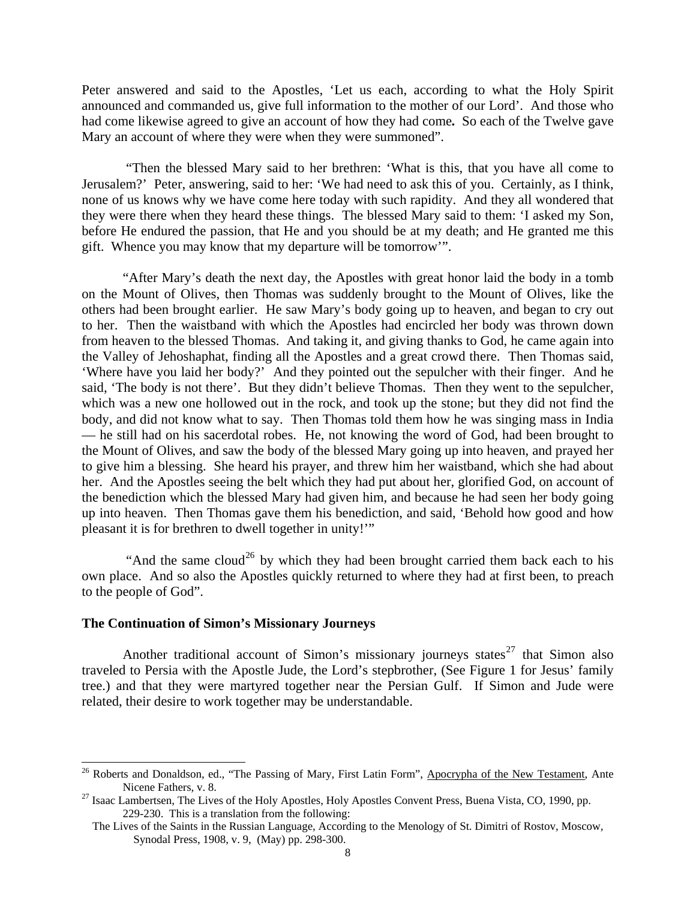Peter answered and said to the Apostles, 'Let us each, according to what the Holy Spirit announced and commanded us, give full information to the mother of our Lord'. And those who had come likewise agreed to give an account of how they had come**.** So each of the Twelve gave Mary an account of where they were when they were summoned".

"Then the blessed Mary said to her brethren: 'What is this, that you have all come to Jerusalem?' Peter, answering, said to her: 'We had need to ask this of you. Certainly, as I think, none of us knows why we have come here today with such rapidity. And they all wondered that they were there when they heard these things. The blessed Mary said to them: 'I asked my Son, before He endured the passion, that He and you should be at my death; and He granted me this gift. Whence you may know that my departure will be tomorrow'".

"After Mary's death the next day, the Apostles with great honor laid the body in a tomb on the Mount of Olives, then Thomas was suddenly brought to the Mount of Olives, like the others had been brought earlier. He saw Mary's body going up to heaven, and began to cry out to her. Then the waistband with which the Apostles had encircled her body was thrown down from heaven to the blessed Thomas. And taking it, and giving thanks to God, he came again into the Valley of Jehoshaphat, finding all the Apostles and a great crowd there. Then Thomas said, 'Where have you laid her body?' And they pointed out the sepulcher with their finger. And he said, 'The body is not there'. But they didn't believe Thomas. Then they went to the sepulcher, which was a new one hollowed out in the rock, and took up the stone; but they did not find the body, and did not know what to say. Then Thomas told them how he was singing mass in India — he still had on his sacerdotal robes. He, not knowing the word of God, had been brought to the Mount of Olives, and saw the body of the blessed Mary going up into heaven, and prayed her to give him a blessing. She heard his prayer, and threw him her waistband, which she had about her. And the Apostles seeing the belt which they had put about her, glorified God, on account of the benediction which the blessed Mary had given him, and because he had seen her body going up into heaven. Then Thomas gave them his benediction, and said, 'Behold how good and how pleasant it is for brethren to dwell together in unity!'"

"And the same cloud[26] by which they had been brought carried them back each to his own place. And so also the Apostles quickly returned to where they had at first been, to preach to the people of God".

**The Continuation of Simon's Missionary Journeys**

Another traditional account of Simon's missionary journeys states[27] that Simon also traveled to Persia with the Apostle Jude, the Lord's stepbrother, (See Figure 1 for Jesus' family tree.) and that they were martyred together near the Persian Gulf. If Simon and Jude were related, their desire to work together may be understandable.

---

[26] Roberts and Donaldson, ed., "The Passing of Mary, First Latin Form", Apocrypha of the New Testament, Ante Nicene Fathers, v. 8.

[27] Isaac Lambertsen, The Lives of the Holy Apostles, Holy Apostles Convent Press, Buena Vista, CO, 1990, pp. 229-230. This is a translation from the following:
The Lives of the Saints in the Russian Language, According to the Menology of St. Dimitri of Rostov, Moscow, Synodal Press, 1908, v. 9, (May) pp. 298-300.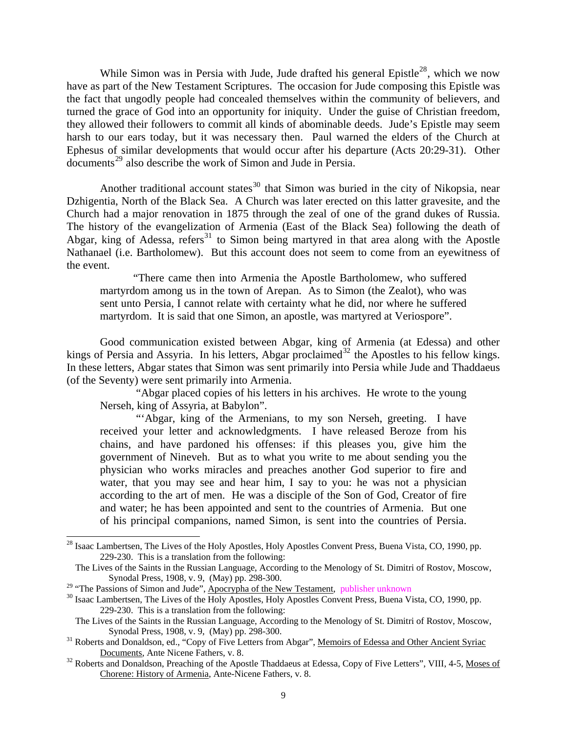While Simon was in Persia with Jude, Jude drafted his general Epistle[28], which we now have as part of the New Testament Scriptures. The occasion for Jude composing this Epistle was the fact that ungodly people had concealed themselves within the community of believers, and turned the grace of God into an opportunity for iniquity. Under the guise of Christian freedom, they allowed their followers to commit all kinds of abominable deeds. Jude's Epistle may seem harsh to our ears today, but it was necessary then. Paul warned the elders of the Church at Ephesus of similar developments that would occur after his departure (Acts 20:29-31). Other documents[29] also describe the work of Simon and Jude in Persia.

Another traditional account states[30] that Simon was buried in the city of Nikopsia, near Dzhigentia, North of the Black Sea. A Church was later erected on this latter gravesite, and the Church had a major renovation in 1875 through the zeal of one of the grand dukes of Russia. The history of the evangelization of Armenia (East of the Black Sea) following the death of Abgar, king of Adessa, refers[31] to Simon being martyred in that area along with the Apostle Nathanael (i.e. Bartholomew). But this account does not seem to come from an eyewitness of the event.

> "There came then into Armenia the Apostle Bartholomew, who suffered martyrdom among us in the town of Arepan. As to Simon (the Zealot), who was sent unto Persia, I cannot relate with certainty what he did, nor where he suffered martyrdom. It is said that one Simon, an apostle, was martyred at Veriospore".

Good communication existed between Abgar, king of Armenia (at Edessa) and other kings of Persia and Assyria. In his letters, Abgar proclaimed[32] the Apostles to his fellow kings. In these letters, Abgar states that Simon was sent primarily into Persia while Jude and Thaddaeus (of the Seventy) were sent primarily into Armenia.

> "Abgar placed copies of his letters in his archives. He wrote to the young Nerseh, king of Assyria, at Babylon".
>
> "'Abgar, king of the Armenians, to my son Nerseh, greeting. I have received your letter and acknowledgments. I have released Beroze from his chains, and have pardoned his offenses: if this pleases you, give him the government of Nineveh. But as to what you write to me about sending you the physician who works miracles and preaches another God superior to fire and water, that you may see and hear him, I say to you: he was not a physician according to the art of men. He was a disciple of the Son of God, Creator of fire and water; he has been appointed and sent to the countries of Armenia. But one of his principal companions, named Simon, is sent into the countries of Persia.

---

[28] Isaac Lambertsen, The Lives of the Holy Apostles, Holy Apostles Convent Press, Buena Vista, CO, 1990, pp. 229-230. This is a translation from the following:
The Lives of the Saints in the Russian Language, According to the Menology of St. Dimitri of Rostov, Moscow, Synodal Press, 1908, v. 9, (May) pp. 298-300.

[29] "The Passions of Simon and Jude", Apocrypha of the New Testament, publisher unknown

[30] Isaac Lambertsen, The Lives of the Holy Apostles, Holy Apostles Convent Press, Buena Vista, CO, 1990, pp. 229-230. This is a translation from the following:
The Lives of the Saints in the Russian Language, According to the Menology of St. Dimitri of Rostov, Moscow, Synodal Press, 1908, v. 9, (May) pp. 298-300.

[31] Roberts and Donaldson, ed., "Copy of Five Letters from Abgar", Memoirs of Edessa and Other Ancient Syriac Documents, Ante Nicene Fathers, v. 8.

[32] Roberts and Donaldson, Preaching of the Apostle Thaddaeus at Edessa, Copy of Five Letters", VIII, 4-5, Moses of Chorene: History of Armenia, Ante-Nicene Fathers, v. 8.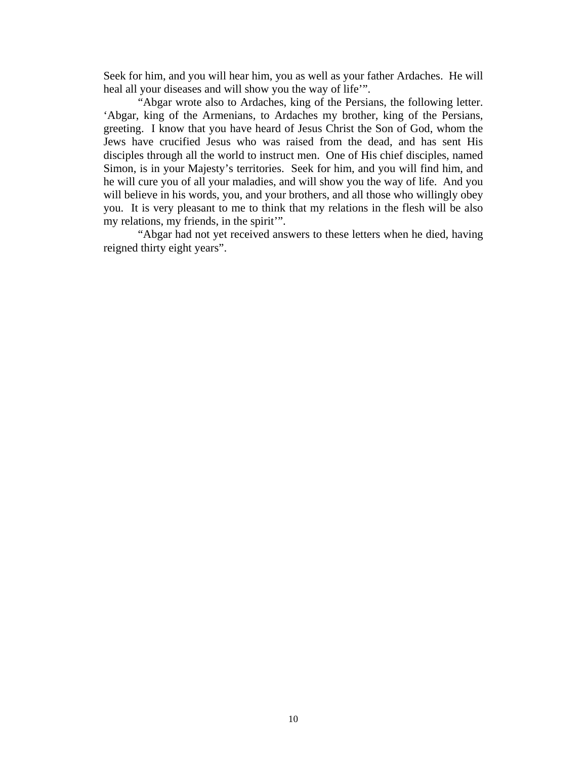Seek for him, and you will hear him, you as well as your father Ardaches.  He will heal all your diseases and will show you the way of life'".

"Abgar wrote also to Ardaches, king of the Persians, the following letter. 'Abgar, king of the Armenians, to Ardaches my brother, king of the Persians, greeting.  I know that you have heard of Jesus Christ the Son of God, whom the Jews have crucified Jesus who was raised from the dead, and has sent His disciples through all the world to instruct men.  One of His chief disciples, named Simon, is in your Majesty's territories.  Seek for him, and you will find him, and he will cure you of all your maladies, and will show you the way of life.  And you will believe in his words, you, and your brothers, and all those who willingly obey you.  It is very pleasant to me to think that my relations in the flesh will be also my relations, my friends, in the spirit'".

"Abgar had not yet received answers to these letters when he died, having reigned thirty eight years".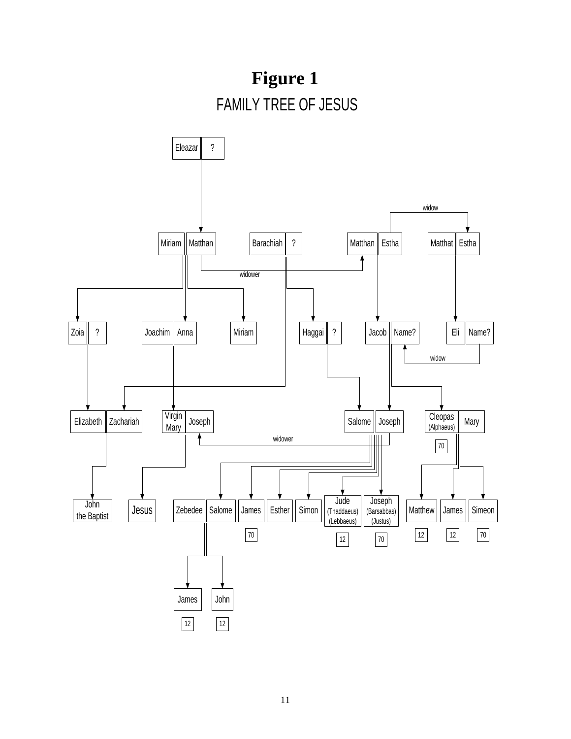# Figure 1

FAMILY TREE OF JESUS

Eleazar ?

widow

Miriam Matthan

Barachiah ?

Matthan Estha

Matthat Estha

widower

Zoia ?

Joachim Anna

Miriam

Haggai ?

Jacob Name?

Eli Name?

widow

Elizabeth Zachariah

Virgin Mary Joseph

Salome Joseph

Cleopas (Alphaeus) Mary

70

widower

John the Baptist

Jesus

Zebedee Salome

James

Esther

Simon

Jude (Thaddaeus) (Lebbaeus)

Joseph (Barsabbas) (Justus)

Matthew

James

Simeon

70

12

70

12

12

70

James

John

12

12